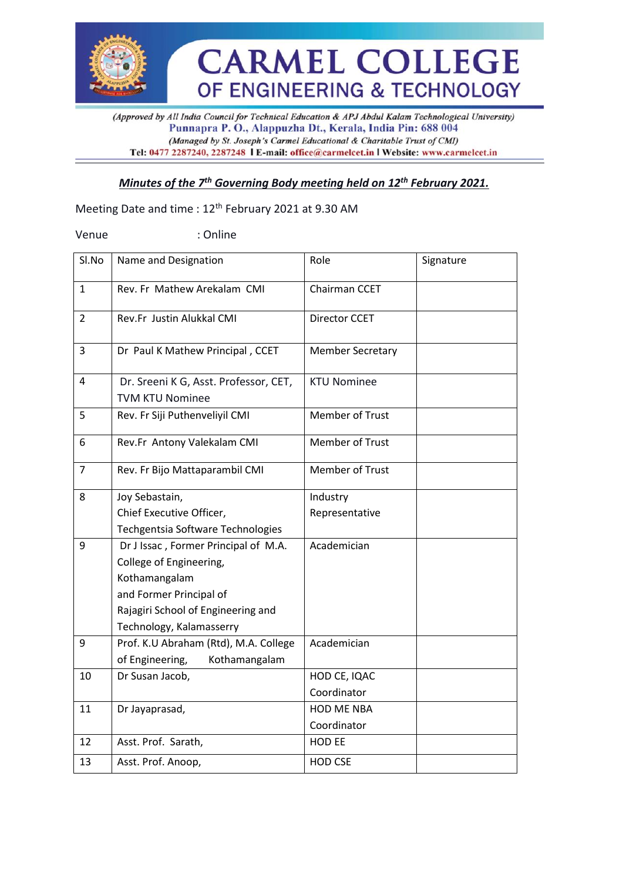# CARMEL COLLEGE OF ENGINEERING & TECHNOLOGY

*(Approved by All India Council for Technical Education & APJ Abdul Kalam Technological University)*
**Punnapra P. O., Alappuzha Dt., Kerala, India Pin: 688 004**
*(Managed by St. Joseph's Carmel Educational & Charitable Trust of CMI)*
**Tel: 0477 2287240, 2287248 | E-mail: office@carmelcet.in | Website: www.carmelcet.in**

## ***Minutes of the 7th Governing Body meeting held on 12th February 2021.***

Meeting Date and time : 12th February 2021 at 9.30 AM

Venue : Online

| Sl.No | Name and Designation | Role | Signature |
|---|---|---|---|
| 1 | Rev. Fr Mathew Arekalam CMI | Chairman CCET | |
| 2 | Rev.Fr Justin Alukkal CMI | Director CCET | |
| 3 | Dr Paul K Mathew Principal , CCET | Member Secretary | |
| 4 | Dr. Sreeni K G, Asst. Professor, CET, TVM KTU Nominee | KTU Nominee | |
| 5 | Rev. Fr Siji Puthenveliyil CMI | Member of Trust | |
| 6 | Rev.Fr Antony Valekalam CMI | Member of Trust | |
| 7 | Rev. Fr Bijo Mattaparambil CMI | Member of Trust | |
| 8 | Joy Sebastain, Chief Executive Officer, Techgentsia Software Technologies | Industry Representative | |
| 9 | Dr J Issac , Former Principal of M.A. College of Engineering, Kothamangalam and Former Principal of Rajagiri School of Engineering and Technology, Kalamasserry | Academician | |
| 9 | Prof. K.U Abraham (Rtd), M.A. College of Engineering, Kothamangalam | Academician | |
| 10 | Dr Susan Jacob, | HOD CE, IQAC Coordinator | |
| 11 | Dr Jayaprasad, | HOD ME NBA Coordinator | |
| 12 | Asst. Prof. Sarath, | HOD EE | |
| 13 | Asst. Prof. Anoop, | HOD CSE | |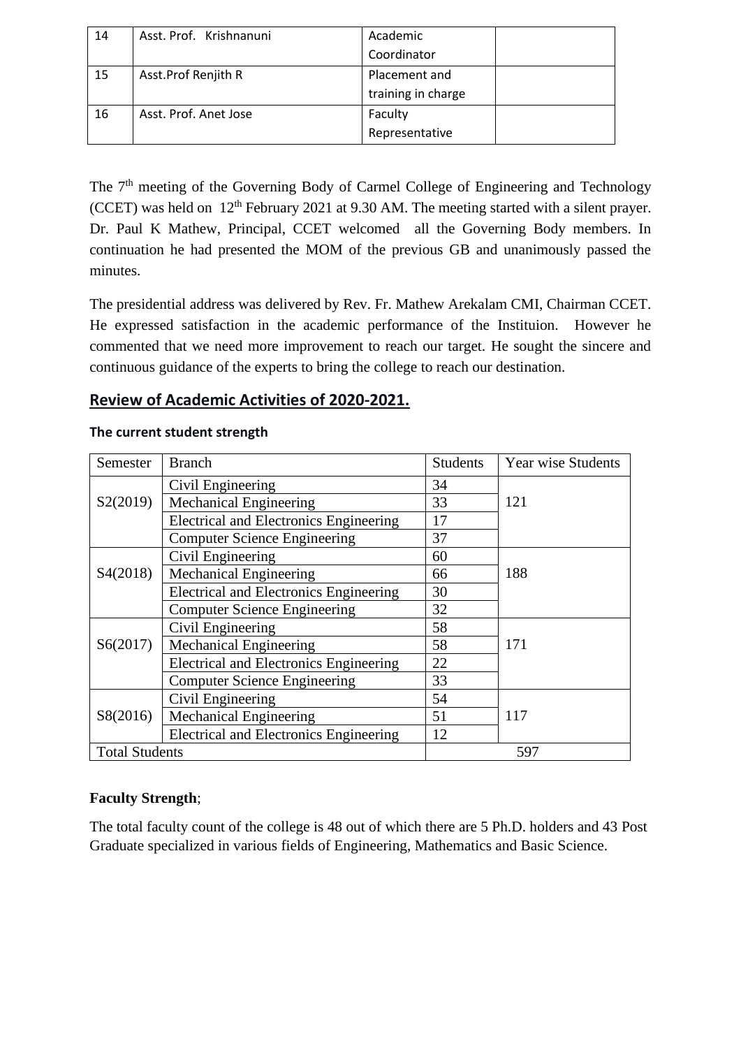| 14 | Asst. Prof. Krishnanuni | Academic Coordinator | |
|---|---|---|---|
| 15 | Asst.Prof Renjith R | Placement and training in charge | |
| 16 | Asst. Prof. Anet Jose | Faculty Representative | |

The 7th meeting of the Governing Body of Carmel College of Engineering and Technology (CCET) was held on 12th February 2021 at 9.30 AM. The meeting started with a silent prayer. Dr. Paul K Mathew, Principal, CCET welcomed all the Governing Body members. In continuation he had presented the MOM of the previous GB and unanimously passed the minutes.

The presidential address was delivered by Rev. Fr. Mathew Arekalam CMI, Chairman CCET. He expressed satisfaction in the academic performance of the Instituion. However he commented that we need more improvement to reach our target. He sought the sincere and continuous guidance of the experts to bring the college to reach our destination.

## Review of Academic Activities of 2020-2021.

**The current student strength**

| Semester | Branch | Students | Year wise Students |
|---|---|---|---|
| S2(2019) | Civil Engineering | 34 | 121 |
| | Mechanical Engineering | 33 | |
| | Electrical and Electronics Engineering | 17 | |
| | Computer Science Engineering | 37 | |
| S4(2018) | Civil Engineering | 60 | 188 |
| | Mechanical Engineering | 66 | |
| | Electrical and Electronics Engineering | 30 | |
| | Computer Science Engineering | 32 | |
| S6(2017) | Civil Engineering | 58 | 171 |
| | Mechanical Engineering | 58 | |
| | Electrical and Electronics Engineering | 22 | |
| | Computer Science Engineering | 33 | |
| S8(2016) | Civil Engineering | 54 | 117 |
| | Mechanical Engineering | 51 | |
| | Electrical and Electronics Engineering | 12 | |
| Total Students | | 597 | |

**Faculty Strength**;

The total faculty count of the college is 48 out of which there are 5 Ph.D. holders and 43 Post Graduate specialized in various fields of Engineering, Mathematics and Basic Science.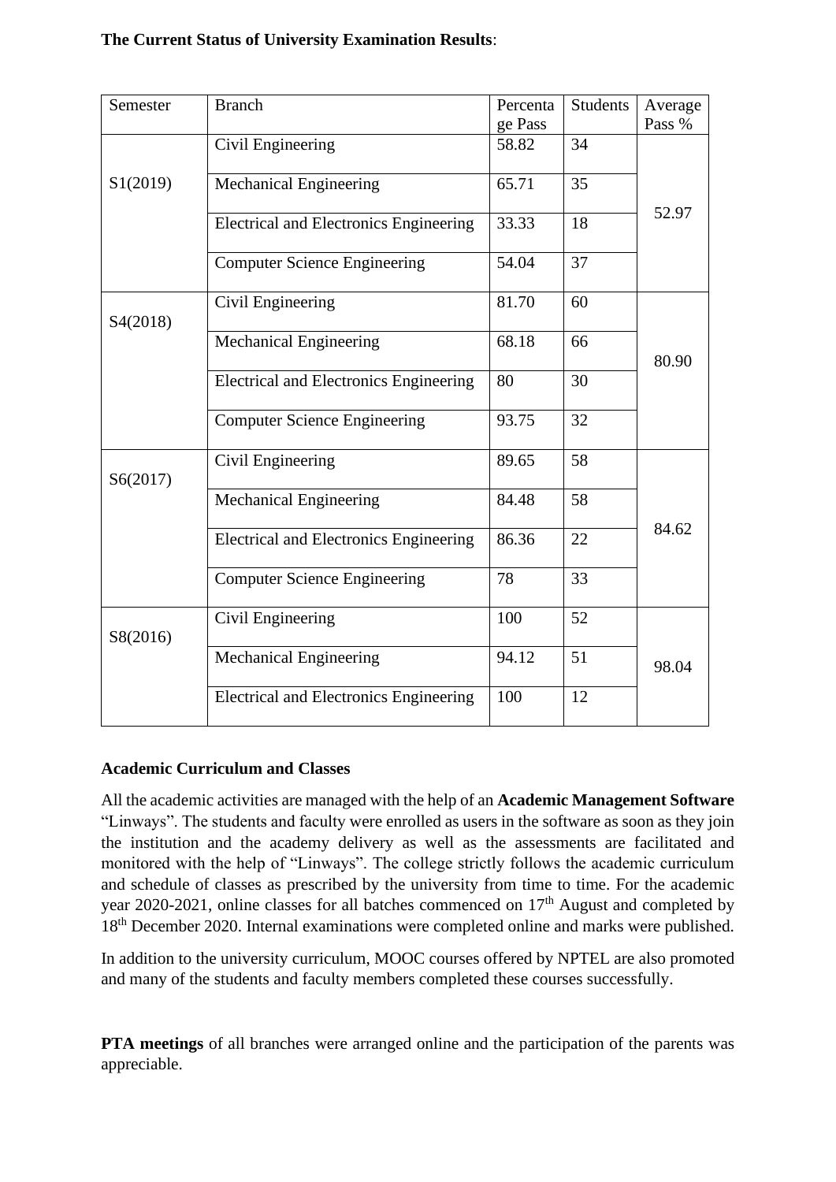**The Current Status of University Examination Results**:

| Semester | Branch | Percentage Pass | Students | Average Pass % |
|---|---|---|---|---|
| S1(2019) | Civil Engineering | 58.82 | 34 | 52.97 |
| | Mechanical Engineering | 65.71 | 35 | |
| | Electrical and Electronics Engineering | 33.33 | 18 | |
| | Computer Science Engineering | 54.04 | 37 | |
| S4(2018) | Civil Engineering | 81.70 | 60 | 80.90 |
| | Mechanical Engineering | 68.18 | 66 | |
| | Electrical and Electronics Engineering | 80 | 30 | |
| | Computer Science Engineering | 93.75 | 32 | |
| S6(2017) | Civil Engineering | 89.65 | 58 | 84.62 |
| | Mechanical Engineering | 84.48 | 58 | |
| | Electrical and Electronics Engineering | 86.36 | 22 | |
| | Computer Science Engineering | 78 | 33 | |
| S8(2016) | Civil Engineering | 100 | 52 | 98.04 |
| | Mechanical Engineering | 94.12 | 51 | |
| | Electrical and Electronics Engineering | 100 | 12 | |

**Academic Curriculum and Classes**

All the academic activities are managed with the help of an **Academic Management Software** "Linways". The students and faculty were enrolled as users in the software as soon as they join the institution and the academy delivery as well as the assessments are facilitated and monitored with the help of "Linways". The college strictly follows the academic curriculum and schedule of classes as prescribed by the university from time to time. For the academic year 2020-2021, online classes for all batches commenced on 17th August and completed by 18th December 2020. Internal examinations were completed online and marks were published.

In addition to the university curriculum, MOOC courses offered by NPTEL are also promoted and many of the students and faculty members completed these courses successfully.

**PTA meetings** of all branches were arranged online and the participation of the parents was appreciable.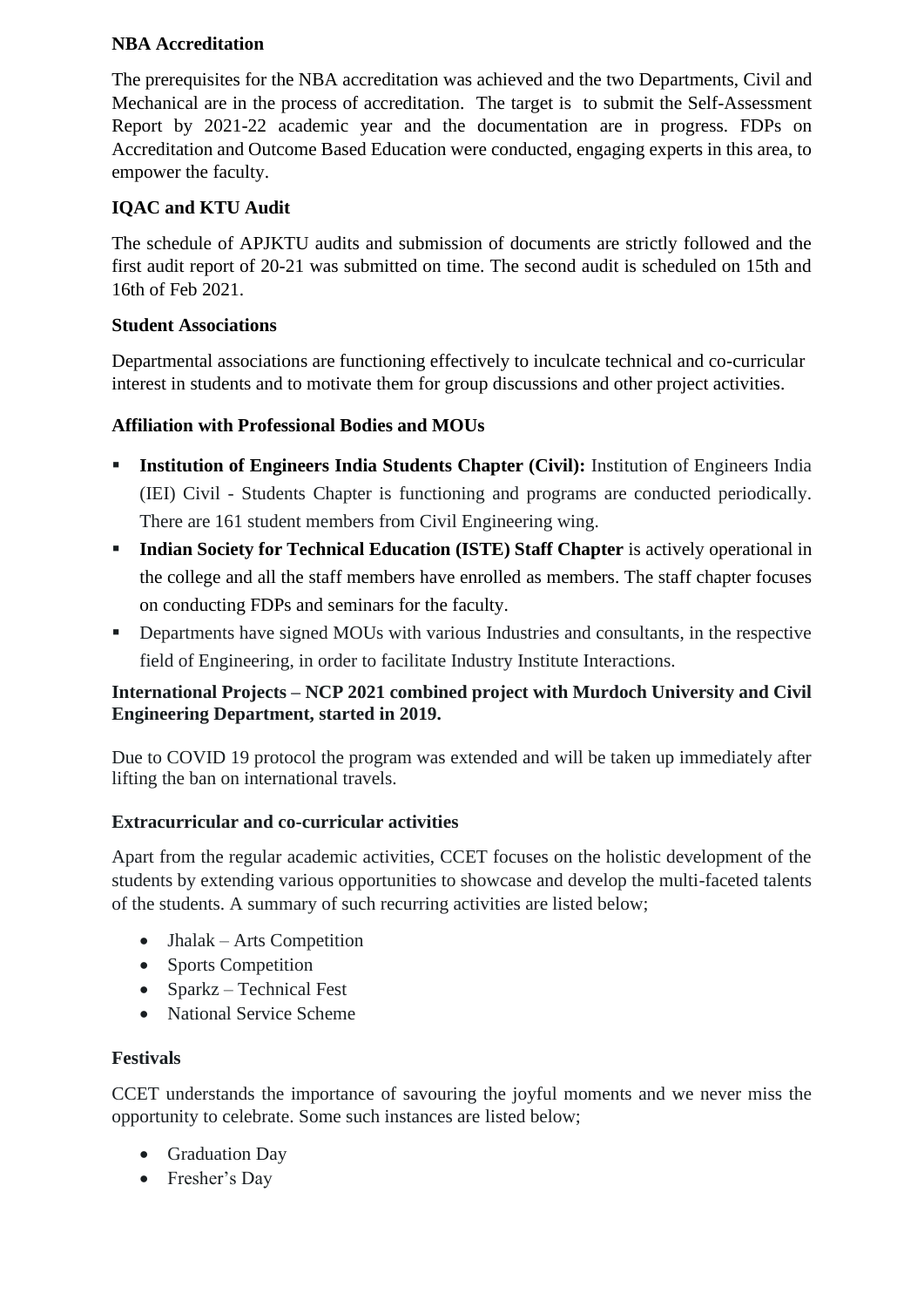**NBA Accreditation**

The prerequisites for the NBA accreditation was achieved and the two Departments, Civil and Mechanical are in the process of accreditation. The target is to submit the Self-Assessment Report by 2021-22 academic year and the documentation are in progress. FDPs on Accreditation and Outcome Based Education were conducted, engaging experts in this area, to empower the faculty.

**IQAC and KTU Audit**

The schedule of APJKTU audits and submission of documents are strictly followed and the first audit report of 20-21 was submitted on time. The second audit is scheduled on 15th and 16th of Feb 2021.

**Student Associations**

Departmental associations are functioning effectively to inculcate technical and co-curricular interest in students and to motivate them for group discussions and other project activities.

**Affiliation with Professional Bodies and MOUs**

- **Institution of Engineers India Students Chapter (Civil):** Institution of Engineers India (IEI) Civil - Students Chapter is functioning and programs are conducted periodically. There are 161 student members from Civil Engineering wing.
- **Indian Society for Technical Education (ISTE) Staff Chapter** is actively operational in the college and all the staff members have enrolled as members. The staff chapter focuses on conducting FDPs and seminars for the faculty.
- Departments have signed MOUs with various Industries and consultants, in the respective field of Engineering, in order to facilitate Industry Institute Interactions.

**International Projects – NCP 2021 combined project with Murdoch University and Civil Engineering Department, started in 2019.**

Due to COVID 19 protocol the program was extended and will be taken up immediately after lifting the ban on international travels.

**Extracurricular and co-curricular activities**

Apart from the regular academic activities, CCET focuses on the holistic development of the students by extending various opportunities to showcase and develop the multi-faceted talents of the students. A summary of such recurring activities are listed below;

- Jhalak – Arts Competition
- Sports Competition
- Sparkz – Technical Fest
- National Service Scheme

**Festivals**

CCET understands the importance of savouring the joyful moments and we never miss the opportunity to celebrate. Some such instances are listed below;

- Graduation Day
- Fresher's Day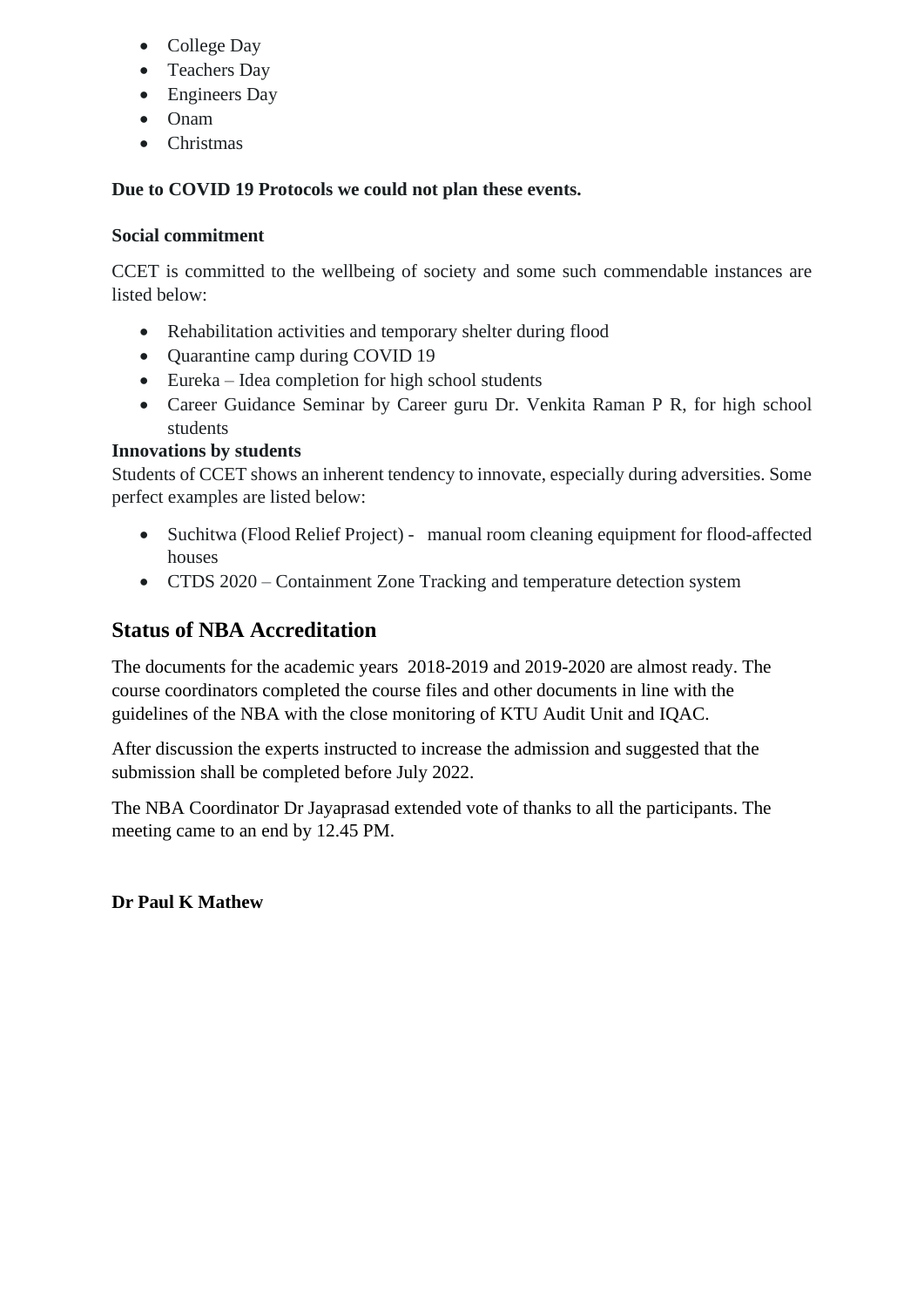- College Day
- Teachers Day
- Engineers Day
- Onam
- Christmas

**Due to COVID 19 Protocols we could not plan these events.**

**Social commitment**

CCET is committed to the wellbeing of society and some such commendable instances are listed below:

- Rehabilitation activities and temporary shelter during flood
- Quarantine camp during COVID 19
- Eureka – Idea completion for high school students
- Career Guidance Seminar by Career guru Dr. Venkita Raman P R, for high school students

**Innovations by students**

Students of CCET shows an inherent tendency to innovate, especially during adversities. Some perfect examples are listed below:

- Suchitwa (Flood Relief Project) - manual room cleaning equipment for flood-affected houses
- CTDS 2020 – Containment Zone Tracking and temperature detection system

## Status of NBA Accreditation

The documents for the academic years 2018-2019 and 2019-2020 are almost ready. The course coordinators completed the course files and other documents in line with the guidelines of the NBA with the close monitoring of KTU Audit Unit and IQAC.

After discussion the experts instructed to increase the admission and suggested that the submission shall be completed before July 2022.

The NBA Coordinator Dr Jayaprasad extended vote of thanks to all the participants. The meeting came to an end by 12.45 PM.

**Dr Paul K Mathew**